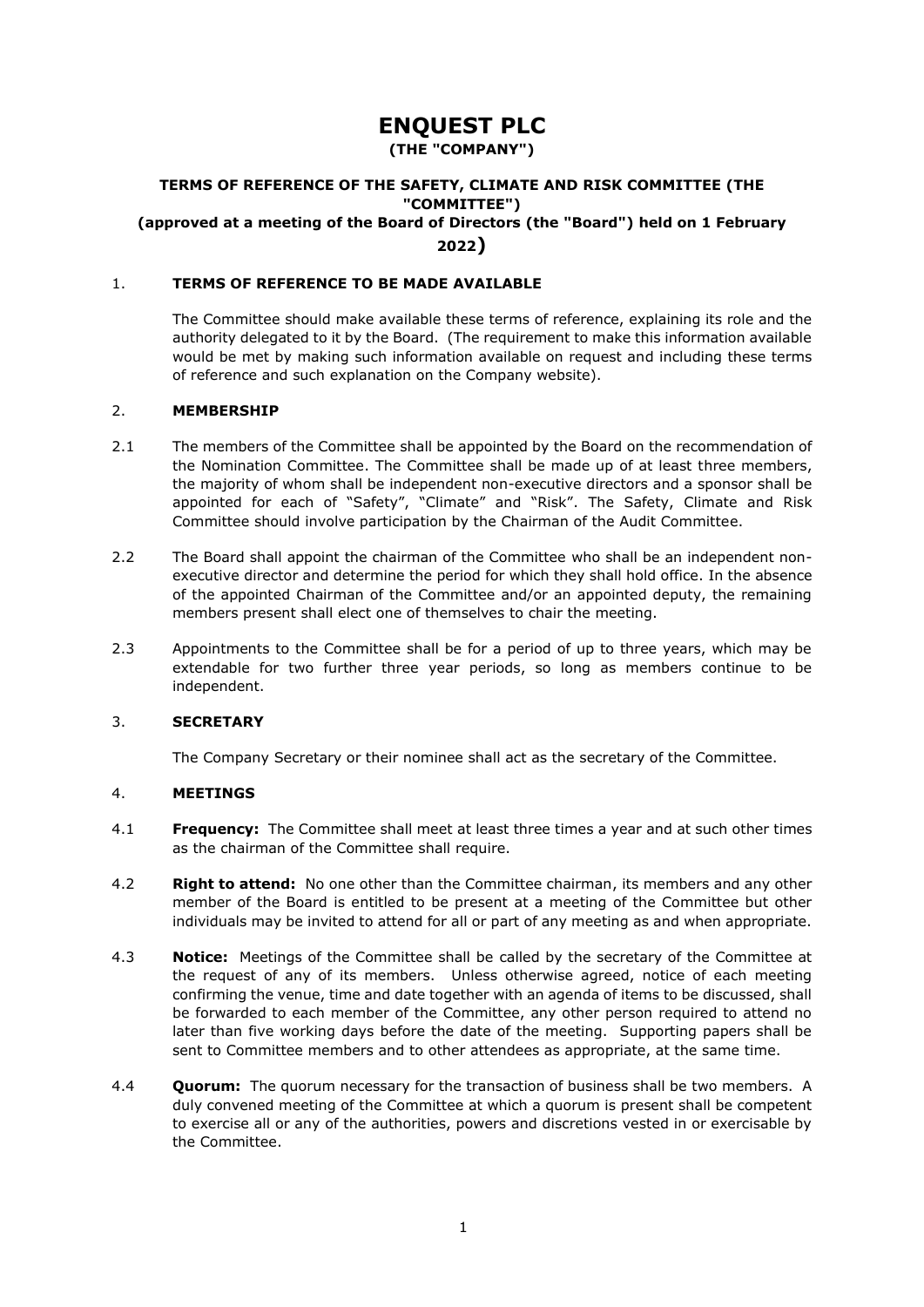# ENQUEST PLC

**(THE "COMPANY")**

**TERMS OF REFERENCE OF THE SAFETY, CLIMATE AND RISK COMMITTEE (THE "COMMITTEE")**

**(approved at a meeting of the Board of Directors (the "Board") held on 1 February 2022)**

## 1. TERMS OF REFERENCE TO BE MADE AVAILABLE

The Committee should make available these terms of reference, explaining its role and the authority delegated to it by the Board. (The requirement to make this information available would be met by making such information available on request and including these terms of reference and such explanation on the Company website).

## 2. MEMBERSHIP

2.1 The members of the Committee shall be appointed by the Board on the recommendation of the Nomination Committee. The Committee shall be made up of at least three members, the majority of whom shall be independent non-executive directors and a sponsor shall be appointed for each of "Safety", "Climate" and "Risk". The Safety, Climate and Risk Committee should involve participation by the Chairman of the Audit Committee.

2.2 The Board shall appoint the chairman of the Committee who shall be an independent non-executive director and determine the period for which they shall hold office. In the absence of the appointed Chairman of the Committee and/or an appointed deputy, the remaining members present shall elect one of themselves to chair the meeting.

2.3 Appointments to the Committee shall be for a period of up to three years, which may be extendable for two further three year periods, so long as members continue to be independent.

## 3. SECRETARY

The Company Secretary or their nominee shall act as the secretary of the Committee.

## 4. MEETINGS

4.1 **Frequency:** The Committee shall meet at least three times a year and at such other times as the chairman of the Committee shall require.

4.2 **Right to attend:** No one other than the Committee chairman, its members and any other member of the Board is entitled to be present at a meeting of the Committee but other individuals may be invited to attend for all or part of any meeting as and when appropriate.

4.3 **Notice:** Meetings of the Committee shall be called by the secretary of the Committee at the request of any of its members. Unless otherwise agreed, notice of each meeting confirming the venue, time and date together with an agenda of items to be discussed, shall be forwarded to each member of the Committee, any other person required to attend no later than five working days before the date of the meeting. Supporting papers shall be sent to Committee members and to other attendees as appropriate, at the same time.

4.4 **Quorum:** The quorum necessary for the transaction of business shall be two members. A duly convened meeting of the Committee at which a quorum is present shall be competent to exercise all or any of the authorities, powers and discretions vested in or exercisable by the Committee.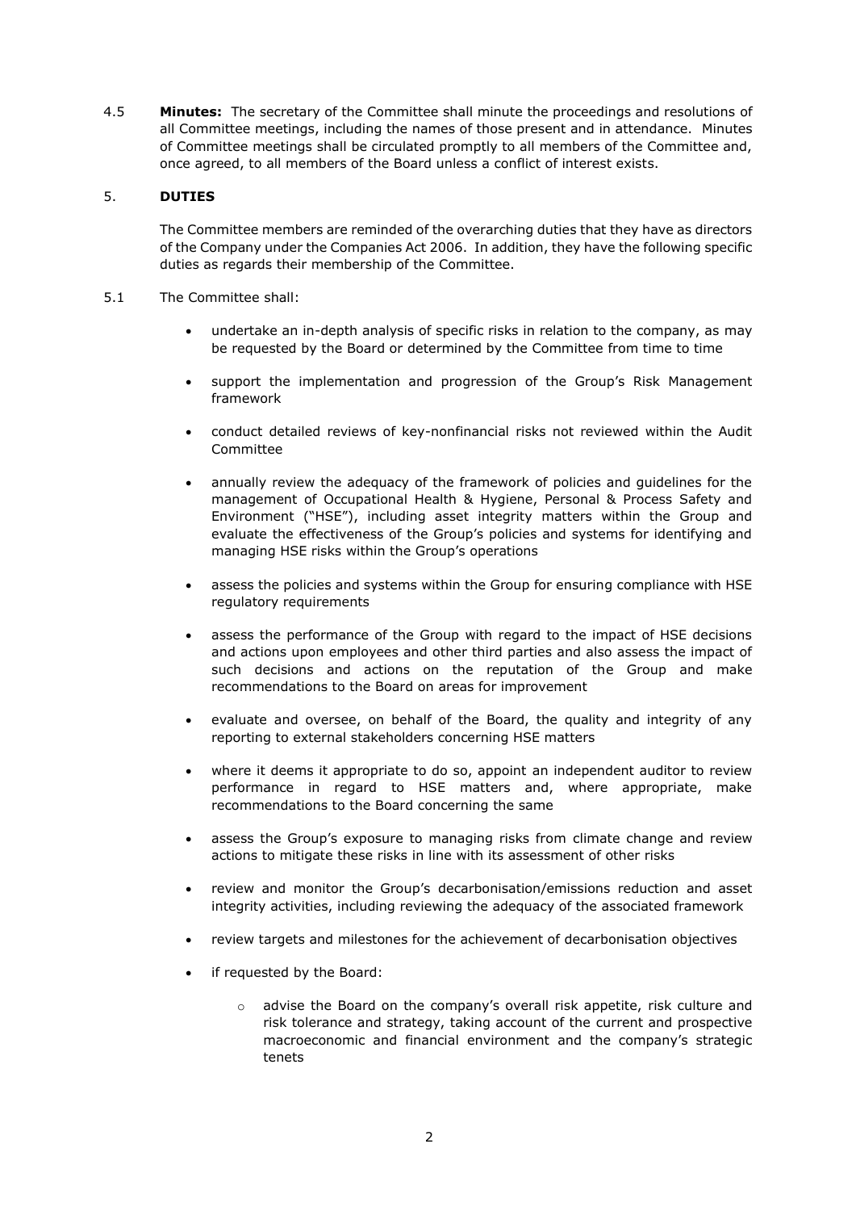4.5 **Minutes:** The secretary of the Committee shall minute the proceedings and resolutions of all Committee meetings, including the names of those present and in attendance. Minutes of Committee meetings shall be circulated promptly to all members of the Committee and, once agreed, to all members of the Board unless a conflict of interest exists.

## 5. DUTIES

The Committee members are reminded of the overarching duties that they have as directors of the Company under the Companies Act 2006. In addition, they have the following specific duties as regards their membership of the Committee.

5.1 The Committee shall:

- undertake an in-depth analysis of specific risks in relation to the company, as may be requested by the Board or determined by the Committee from time to time
- support the implementation and progression of the Group's Risk Management framework
- conduct detailed reviews of key-nonfinancial risks not reviewed within the Audit Committee
- annually review the adequacy of the framework of policies and guidelines for the management of Occupational Health & Hygiene, Personal & Process Safety and Environment ("HSE"), including asset integrity matters within the Group and evaluate the effectiveness of the Group's policies and systems for identifying and managing HSE risks within the Group's operations
- assess the policies and systems within the Group for ensuring compliance with HSE regulatory requirements
- assess the performance of the Group with regard to the impact of HSE decisions and actions upon employees and other third parties and also assess the impact of such decisions and actions on the reputation of the Group and make recommendations to the Board on areas for improvement
- evaluate and oversee, on behalf of the Board, the quality and integrity of any reporting to external stakeholders concerning HSE matters
- where it deems it appropriate to do so, appoint an independent auditor to review performance in regard to HSE matters and, where appropriate, make recommendations to the Board concerning the same
- assess the Group's exposure to managing risks from climate change and review actions to mitigate these risks in line with its assessment of other risks
- review and monitor the Group's decarbonisation/emissions reduction and asset integrity activities, including reviewing the adequacy of the associated framework
- review targets and milestones for the achievement of decarbonisation objectives
- if requested by the Board:
  - advise the Board on the company's overall risk appetite, risk culture and risk tolerance and strategy, taking account of the current and prospective macroeconomic and financial environment and the company's strategic tenets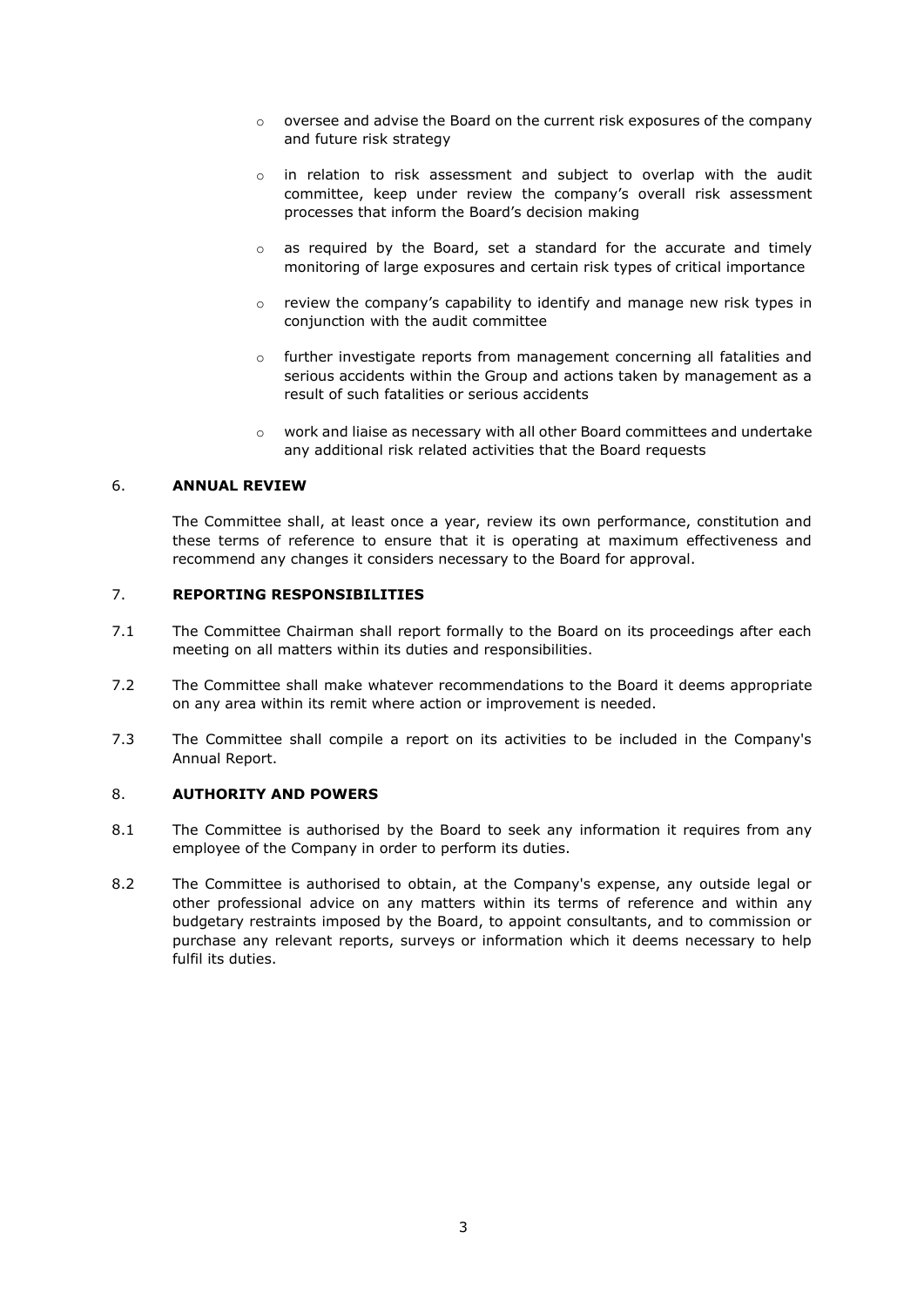- oversee and advise the Board on the current risk exposures of the company and future risk strategy
- in relation to risk assessment and subject to overlap with the audit committee, keep under review the company's overall risk assessment processes that inform the Board's decision making
- as required by the Board, set a standard for the accurate and timely monitoring of large exposures and certain risk types of critical importance
- review the company's capability to identify and manage new risk types in conjunction with the audit committee
- further investigate reports from management concerning all fatalities and serious accidents within the Group and actions taken by management as a result of such fatalities or serious accidents
- work and liaise as necessary with all other Board committees and undertake any additional risk related activities that the Board requests

## 6. ANNUAL REVIEW

The Committee shall, at least once a year, review its own performance, constitution and these terms of reference to ensure that it is operating at maximum effectiveness and recommend any changes it considers necessary to the Board for approval.

## 7. REPORTING RESPONSIBILITIES

7.1 The Committee Chairman shall report formally to the Board on its proceedings after each meeting on all matters within its duties and responsibilities.

7.2 The Committee shall make whatever recommendations to the Board it deems appropriate on any area within its remit where action or improvement is needed.

7.3 The Committee shall compile a report on its activities to be included in the Company's Annual Report.

## 8. AUTHORITY AND POWERS

8.1 The Committee is authorised by the Board to seek any information it requires from any employee of the Company in order to perform its duties.

8.2 The Committee is authorised to obtain, at the Company's expense, any outside legal or other professional advice on any matters within its terms of reference and within any budgetary restraints imposed by the Board, to appoint consultants, and to commission or purchase any relevant reports, surveys or information which it deems necessary to help fulfil its duties.